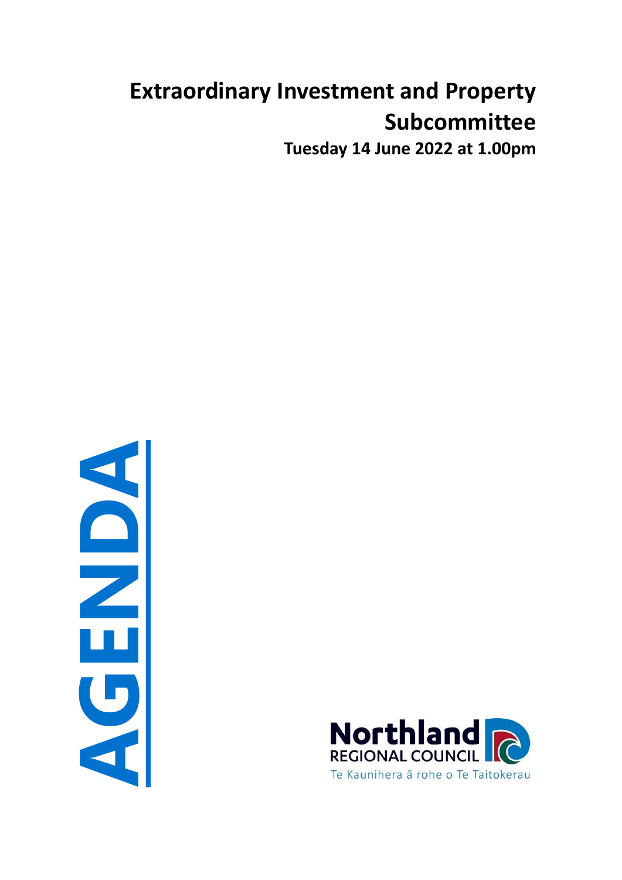# Extraordinary Investment and Property Subcommittee

**Tuesday 14 June 2022 at 1.00pm**

AGENDA

Northland REGIONAL COUNCIL

Te Kaunihera ā rohe o Te Taitokerau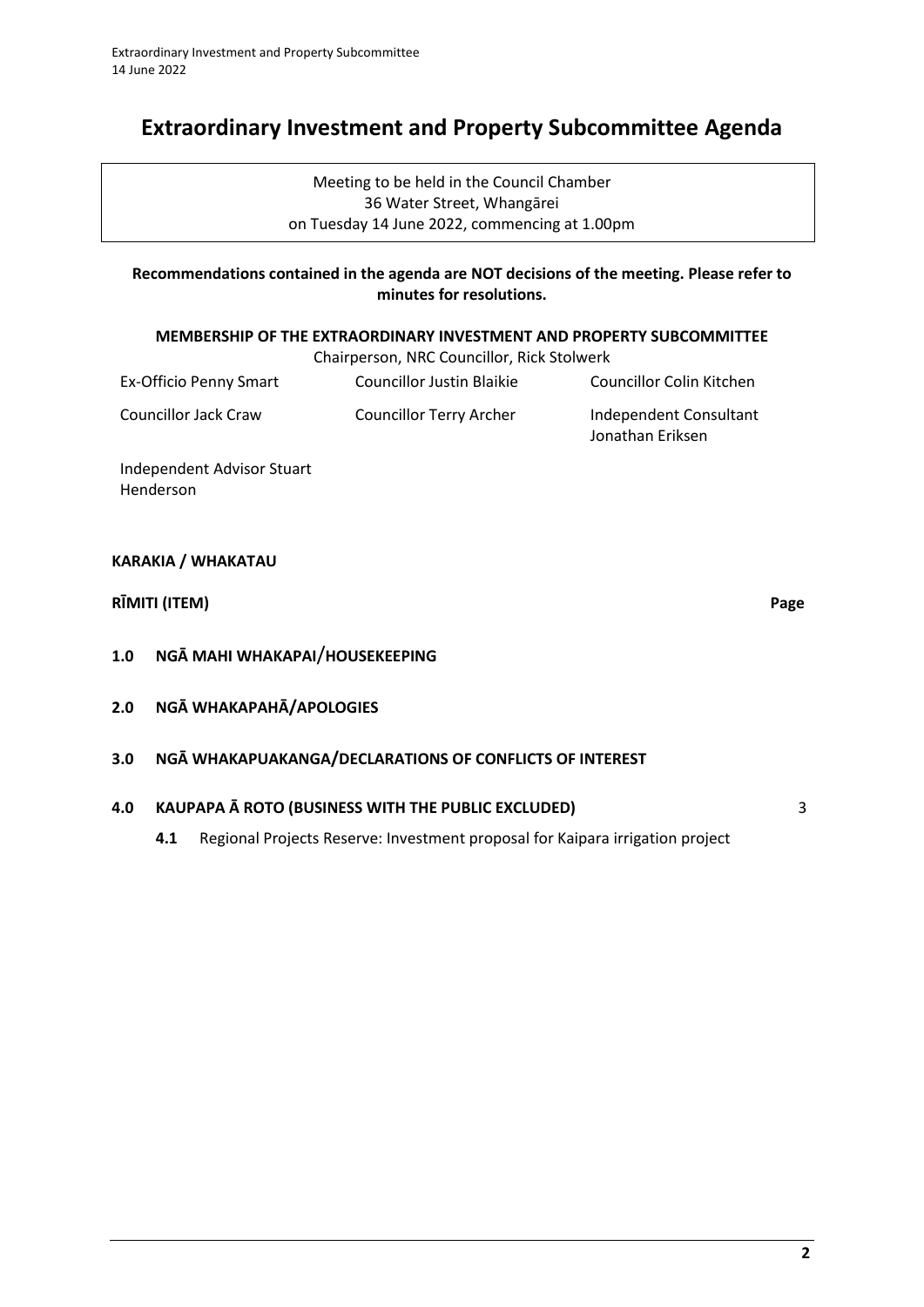# Extraordinary Investment and Property Subcommittee Agenda

Meeting to be held in the Council Chamber
36 Water Street, Whangārei
on Tuesday 14 June 2022, commencing at 1.00pm

**Recommendations contained in the agenda are NOT decisions of the meeting. Please refer to minutes for resolutions.**

**MEMBERSHIP OF THE EXTRAORDINARY INVESTMENT AND PROPERTY SUBCOMMITTEE**

Chairperson, NRC Councillor, Rick Stolwerk

| | | |
|---|---|---|
| Ex-Officio Penny Smart | Councillor Justin Blaikie | Councillor Colin Kitchen |
| Councillor Jack Craw | Councillor Terry Archer | Independent Consultant Jonathan Eriksen |
| Independent Advisor Stuart Henderson | | |

**KARAKIA / WHAKATAU**

**RĪMITI (ITEM)** **Page**

**1.0 NGĀ MAHI WHAKAPAI/HOUSEKEEPING**

**2.0 NGĀ WHAKAPAHĀ/APOLOGIES**

**3.0 NGĀ WHAKAPUAKANGA/DECLARATIONS OF CONFLICTS OF INTEREST**

**4.0 KAUPAPA Ā ROTO (BUSINESS WITH THE PUBLIC EXCLUDED)** 3

**4.1** Regional Projects Reserve: Investment proposal for Kaipara irrigation project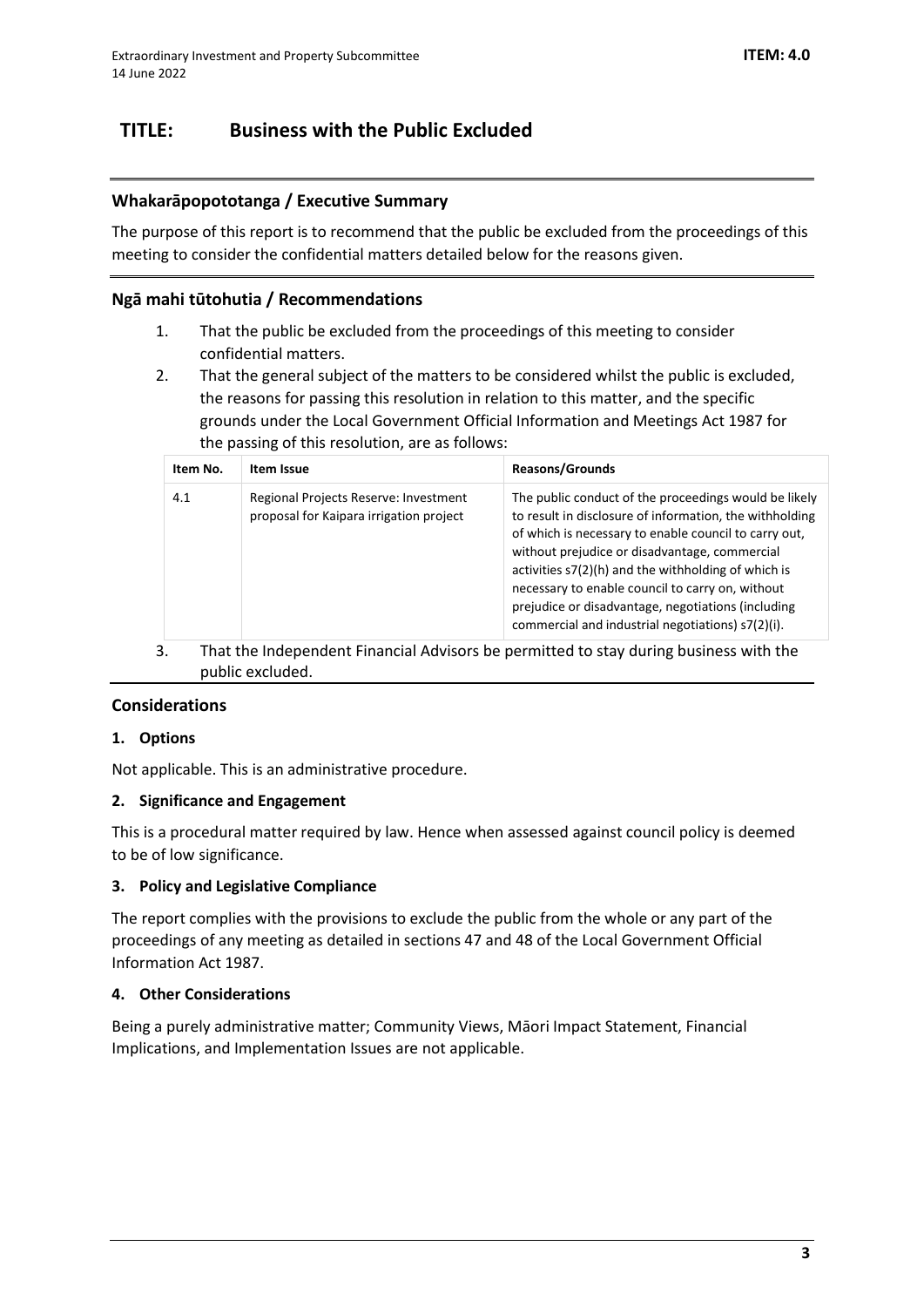# TITLE: Business with the Public Excluded

## Whakarāpopototanga / Executive Summary

The purpose of this report is to recommend that the public be excluded from the proceedings of this meeting to consider the confidential matters detailed below for the reasons given.

## Ngā mahi tūtohutia / Recommendations

1. That the public be excluded from the proceedings of this meeting to consider confidential matters.
2. That the general subject of the matters to be considered whilst the public is excluded, the reasons for passing this resolution in relation to this matter, and the specific grounds under the Local Government Official Information and Meetings Act 1987 for the passing of this resolution, are as follows:

| Item No. | Item Issue | Reasons/Grounds |
|---|---|---|
| 4.1 | Regional Projects Reserve: Investment proposal for Kaipara irrigation project | The public conduct of the proceedings would be likely to result in disclosure of information, the withholding of which is necessary to enable council to carry out, without prejudice or disadvantage, commercial activities s7(2)(h) and the withholding of which is necessary to enable council to carry on, without prejudice or disadvantage, negotiations (including commercial and industrial negotiations) s7(2)(i). |

3. That the Independent Financial Advisors be permitted to stay during business with the public excluded.

## Considerations

### 1. Options

Not applicable. This is an administrative procedure.

### 2. Significance and Engagement

This is a procedural matter required by law. Hence when assessed against council policy is deemed to be of low significance.

### 3. Policy and Legislative Compliance

The report complies with the provisions to exclude the public from the whole or any part of the proceedings of any meeting as detailed in sections 47 and 48 of the Local Government Official Information Act 1987.

### 4. Other Considerations

Being a purely administrative matter; Community Views, Māori Impact Statement, Financial Implications, and Implementation Issues are not applicable.